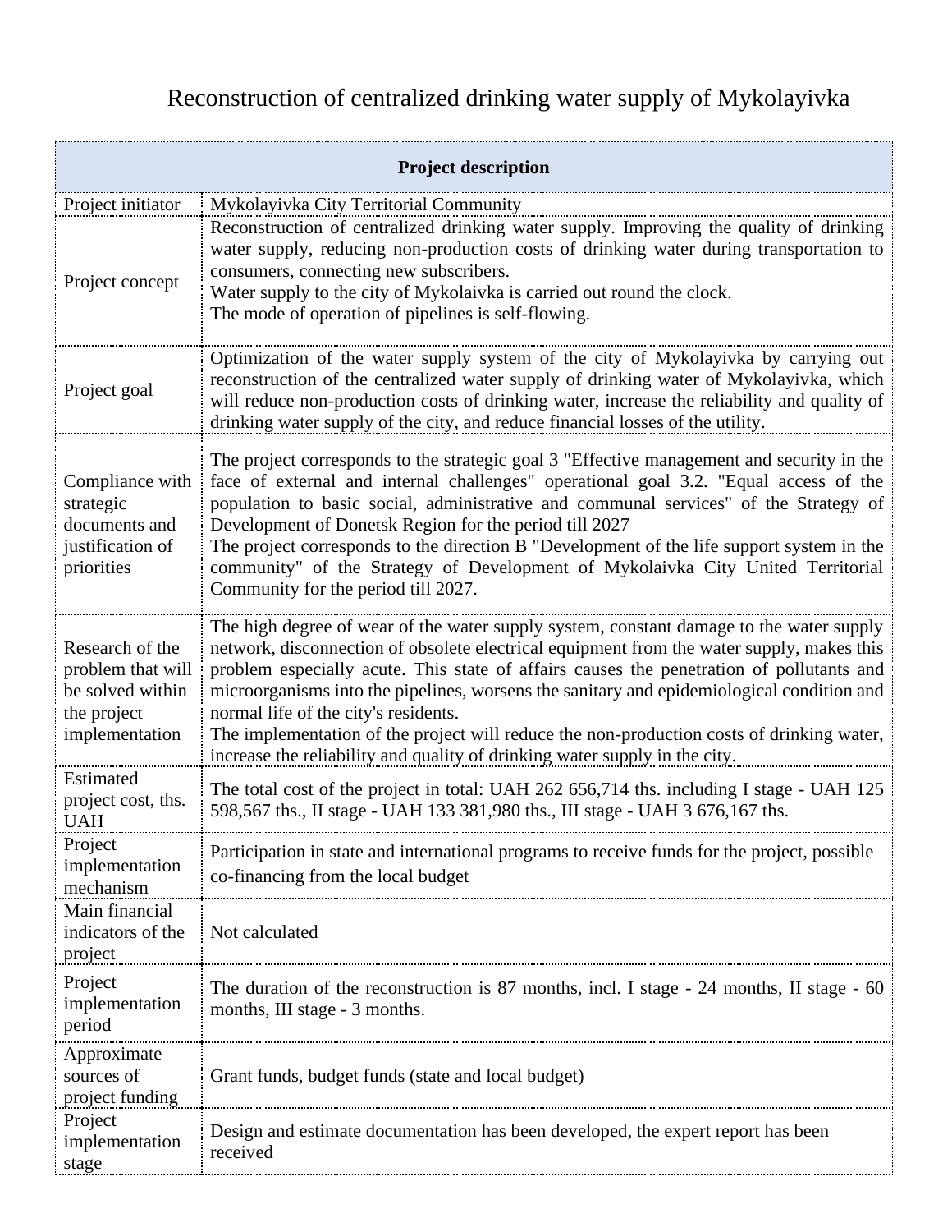# Reconstruction of centralized drinking water supply of Mykolayivka

| **Project description** | |
|---|---|
| Project initiator | Mykolayivka City Territorial Community |
| Project concept | Reconstruction of centralized drinking water supply. Improving the quality of drinking water supply, reducing non-production costs of drinking water during transportation to consumers, connecting new subscribers.<br>Water supply to the city of Mykolaivka is carried out round the clock.<br>The mode of operation of pipelines is self-flowing. |
| Project goal | Optimization of the water supply system of the city of Mykolayivka by carrying out reconstruction of the centralized water supply of drinking water of Mykolayivka, which will reduce non-production costs of drinking water, increase the reliability and quality of drinking water supply of the city, and reduce financial losses of the utility. |
| Compliance with strategic documents and justification of priorities | The project corresponds to the strategic goal 3 "Effective management and security in the face of external and internal challenges" operational goal 3.2. "Equal access of the population to basic social, administrative and communal services" of the Strategy of Development of Donetsk Region for the period till 2027<br>The project corresponds to the direction B "Development of the life support system in the community" of the Strategy of Development of Mykolaivka City United Territorial Community for the period till 2027. |
| Research of the problem that will be solved within the project implementation | The high degree of wear of the water supply system, constant damage to the water supply network, disconnection of obsolete electrical equipment from the water supply, makes this problem especially acute. This state of affairs causes the penetration of pollutants and microorganisms into the pipelines, worsens the sanitary and epidemiological condition and normal life of the city's residents.<br>The implementation of the project will reduce the non-production costs of drinking water, increase the reliability and quality of drinking water supply in the city. |
| Estimated project cost, ths. UAH | The total cost of the project in total: UAH 262 656,714 ths. including I stage - UAH 125 598,567 ths., II stage - UAH 133 381,980 ths., III stage - UAH 3 676,167 ths. |
| Project implementation mechanism | Participation in state and international programs to receive funds for the project, possible co-financing from the local budget |
| Main financial indicators of the project | Not calculated |
| Project implementation period | The duration of the reconstruction is 87 months, incl. I stage - 24 months, II stage - 60 months, III stage - 3 months. |
| Approximate sources of project funding | Grant funds, budget funds (state and local budget) |
| Project implementation stage | Design and estimate documentation has been developed, the expert report has been received |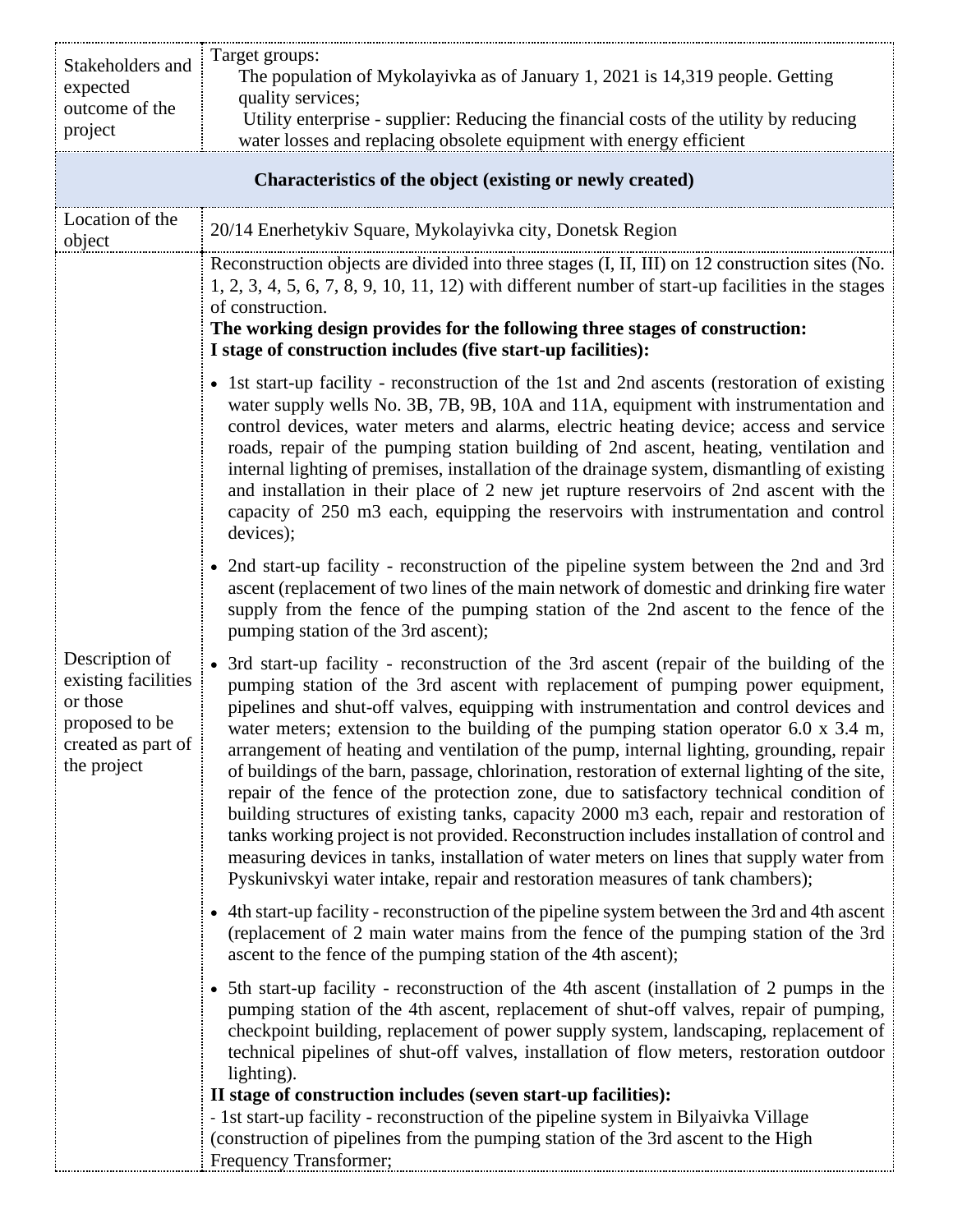| | |
|---|---|
| Stakeholders and expected outcome of the project | Target groups:<br>The population of Mykolayivka as of January 1, 2021 is 14,319 people. Getting quality services;<br>Utility enterprise - supplier: Reducing the financial costs of the utility by reducing water losses and replacing obsolete equipment with energy efficient |
| **Characteristics of the object (existing or newly created)** | |
| Location of the object | 20/14 Enerhetykiv Square, Mykolayivka city, Donetsk Region |
| Description of existing facilities or those proposed to be created as part of the project | Reconstruction objects are divided into three stages (I, II, III) on 12 construction sites (No. 1, 2, 3, 4, 5, 6, 7, 8, 9, 10, 11, 12) with different number of start-up facilities in the stages of construction.<br>**The working design provides for the following three stages of construction:**<br>**I stage of construction includes (five start-up facilities):**<br>• 1st start-up facility - reconstruction of the 1st and 2nd ascents (restoration of existing water supply wells No. 3B, 7B, 9B, 10A and 11A, equipment with instrumentation and control devices, water meters and alarms, electric heating device; access and service roads, repair of the pumping station building of 2nd ascent, heating, ventilation and internal lighting of premises, installation of the drainage system, dismantling of existing and installation in their place of 2 new jet rupture reservoirs of 2nd ascent with the capacity of 250 m3 each, equipping the reservoirs with instrumentation and control devices);<br>• 2nd start-up facility - reconstruction of the pipeline system between the 2nd and 3rd ascent (replacement of two lines of the main network of domestic and drinking fire water supply from the fence of the pumping station of the 2nd ascent to the fence of the pumping station of the 3rd ascent);<br>• 3rd start-up facility - reconstruction of the 3rd ascent (repair of the building of the pumping station of the 3rd ascent with replacement of pumping power equipment, pipelines and shut-off valves, equipping with instrumentation and control devices and water meters; extension to the building of the pumping station operator 6.0 x 3.4 m, arrangement of heating and ventilation of the pump, internal lighting, grounding, repair of buildings of the barn, passage, chlorination, restoration of external lighting of the site, repair of the fence of the protection zone, due to satisfactory technical condition of building structures of existing tanks, capacity 2000 m3 each, repair and restoration of tanks working project is not provided. Reconstruction includes installation of control and measuring devices in tanks, installation of water meters on lines that supply water from Pyskunivskyi water intake, repair and restoration measures of tank chambers);<br>• 4th start-up facility - reconstruction of the pipeline system between the 3rd and 4th ascent (replacement of 2 main water mains from the fence of the pumping station of the 3rd ascent to the fence of the pumping station of the 4th ascent);<br>• 5th start-up facility - reconstruction of the 4th ascent (installation of 2 pumps in the pumping station of the 4th ascent, replacement of shut-off valves, repair of pumping, checkpoint building, replacement of power supply system, landscaping, replacement of technical pipelines of shut-off valves, installation of flow meters, restoration outdoor lighting).<br>**II stage of construction includes (seven start-up facilities):**<br>- 1st start-up facility - reconstruction of the pipeline system in Bilyaivka Village (construction of pipelines from the pumping station of the 3rd ascent to the High Frequency Transformer; |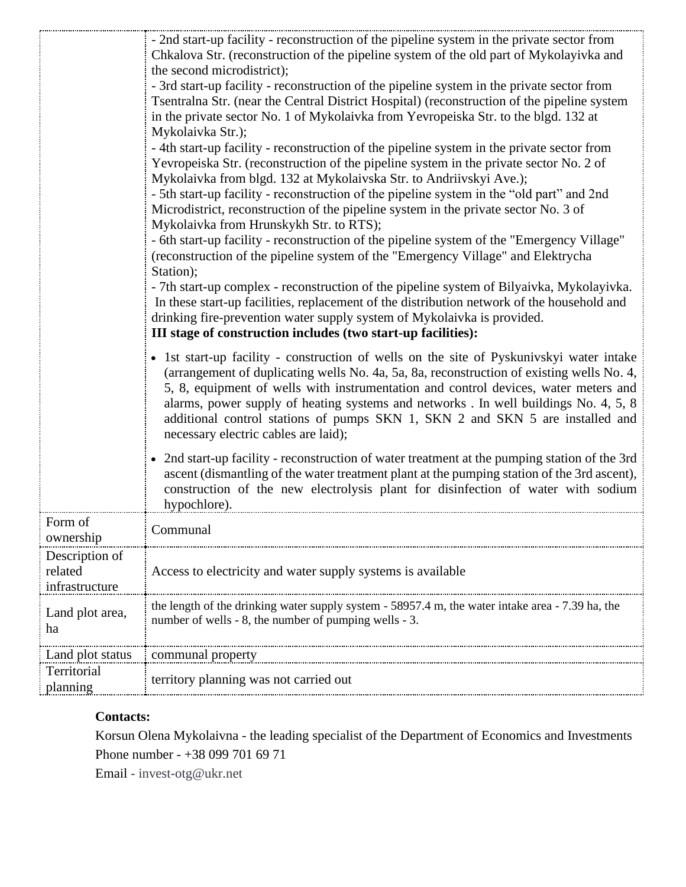| | |
|---|---|
| | - 2nd start-up facility - reconstruction of the pipeline system in the private sector from Chkalova Str. (reconstruction of the pipeline system of the old part of Mykolayivka and the second microdistrict);<br>- 3rd start-up facility - reconstruction of the pipeline system in the private sector from Tsentralna Str. (near the Central District Hospital) (reconstruction of the pipeline system in the private sector No. 1 of Mykolaivka from Yevropeiska Str. to the blgd. 132 at Mykolaivka Str.);<br>- 4th start-up facility - reconstruction of the pipeline system in the private sector from Yevropeiska Str. (reconstruction of the pipeline system in the private sector No. 2 of Mykolaivka from blgd. 132 at Mykolaivska Str. to Andriivskyi Ave.);<br>- 5th start-up facility - reconstruction of the pipeline system in the "old part" and 2nd Microdistrict, reconstruction of the pipeline system in the private sector No. 3 of Mykolaivka from Hrunskykh Str. to RTS);<br>- 6th start-up facility - reconstruction of the pipeline system of the "Emergency Village" (reconstruction of the pipeline system of the "Emergency Village" and Elektrycha Station);<br>- 7th start-up complex - reconstruction of the pipeline system of Bilyaivka, Mykolayivka. In these start-up facilities, replacement of the distribution network of the household and drinking fire-prevention water supply system of Mykolaivka is provided.<br>**III stage of construction includes (two start-up facilities):**<br>• 1st start-up facility - construction of wells on the site of Pyskunivskyi water intake (arrangement of duplicating wells No. 4a, 5a, 8a, reconstruction of existing wells No. 4, 5, 8, equipment of wells with instrumentation and control devices, water meters and alarms, power supply of heating systems and networks . In well buildings No. 4, 5, 8 additional control stations of pumps SKN 1, SKN 2 and SKN 5 are installed and necessary electric cables are laid);<br>• 2nd start-up facility - reconstruction of water treatment at the pumping station of the 3rd ascent (dismantling of the water treatment plant at the pumping station of the 3rd ascent), construction of the new electrolysis plant for disinfection of water with sodium hypochlore). |
| Form of ownership | Communal |
| Description of related infrastructure | Access to electricity and water supply systems is available |
| Land plot area, ha | the length of the drinking water supply system - 58957.4 m, the water intake area - 7.39 ha, the number of wells - 8, the number of pumping wells - 3. |
| Land plot status | communal property |
| Territorial planning | territory planning was not carried out |

**Contacts:**

Korsun Olena Mykolaivna - the leading specialist of the Department of Economics and Investments

Phone number - +38 099 701 69 71

Email - invest-otg@ukr.net